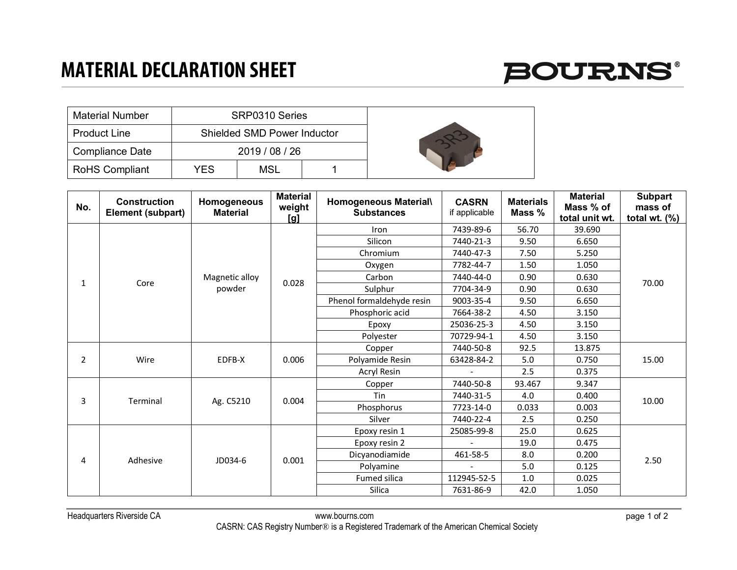# MATERIAL DECLARATION SHEET

BOURNS®

| Material Number | SRP0310 Series | | |
|---|---|---|---|
| Product Line | Shielded SMD Power Inductor | | |
| Compliance Date | 2019 / 08 / 26 | | |
| RoHS Compliant | YES | MSL | 1 |

| No. | Construction Element (subpart) | Homogeneous Material | Material weight [g] | Homogeneous Material\ Substances | CASRN if applicable | Materials Mass % | Material Mass % of total unit wt. | Subpart mass of total wt. (%) |
|---|---|---|---|---|---|---|---|---|
| 1 | Core | Magnetic alloy powder | 0.028 | Iron | 7439-89-6 | 56.70 | 39.690 | 70.00 |
| | | | | Silicon | 7440-21-3 | 9.50 | 6.650 | |
| | | | | Chromium | 7440-47-3 | 7.50 | 5.250 | |
| | | | | Oxygen | 7782-44-7 | 1.50 | 1.050 | |
| | | | | Carbon | 7440-44-0 | 0.90 | 0.630 | |
| | | | | Sulphur | 7704-34-9 | 0.90 | 0.630 | |
| | | | | Phenol formaldehyde resin | 9003-35-4 | 9.50 | 6.650 | |
| | | | | Phosphoric acid | 7664-38-2 | 4.50 | 3.150 | |
| | | | | Epoxy | 25036-25-3 | 4.50 | 3.150 | |
| | | | | Polyester | 70729-94-1 | 4.50 | 3.150 | |
| 2 | Wire | EDFB-X | 0.006 | Copper | 7440-50-8 | 92.5 | 13.875 | 15.00 |
| | | | | Polyamide Resin | 63428-84-2 | 5.0 | 0.750 | |
| | | | | Acryl Resin | - | 2.5 | 0.375 | |
| 3 | Terminal | Ag. C5210 | 0.004 | Copper | 7440-50-8 | 93.467 | 9.347 | 10.00 |
| | | | | Tin | 7440-31-5 | 4.0 | 0.400 | |
| | | | | Phosphorus | 7723-14-0 | 0.033 | 0.003 | |
| | | | | Silver | 7440-22-4 | 2.5 | 0.250 | |
| 4 | Adhesive | JD034-6 | 0.001 | Epoxy resin 1 | 25085-99-8 | 25.0 | 0.625 | 2.50 |
| | | | | Epoxy resin 2 | - | 19.0 | 0.475 | |
| | | | | Dicyanodiamide | 461-58-5 | 8.0 | 0.200 | |
| | | | | Polyamine | - | 5.0 | 0.125 | |
| | | | | Fumed silica | 112945-52-5 | 1.0 | 0.025 | |
| | | | | Silica | 7631-86-9 | 42.0 | 1.050 | |

Headquarters Riverside CA www.bourns.com

CASRN: CAS Registry Number® is a Registered Trademark of the American Chemical Society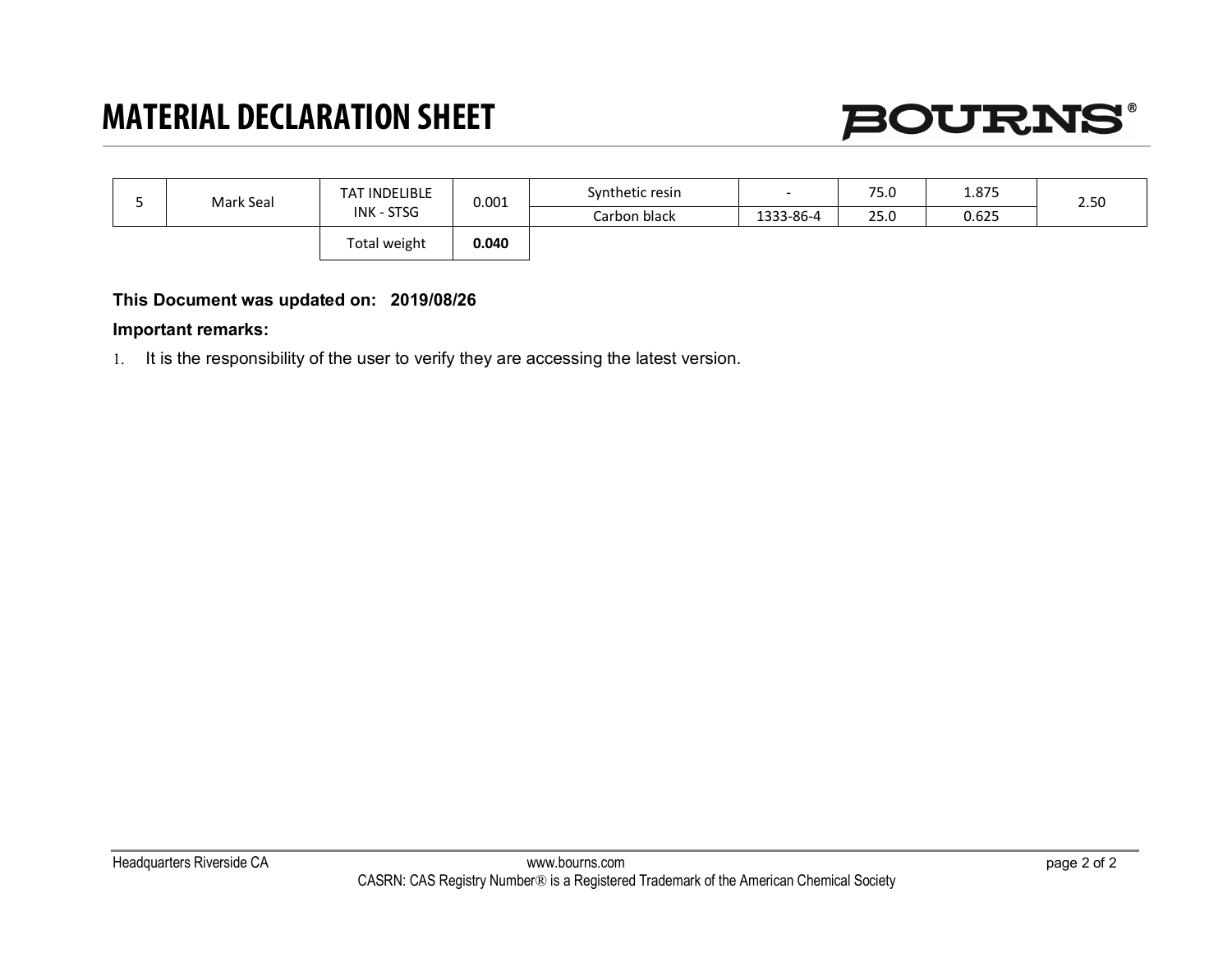# MATERIAL DECLARATION SHEET

| | | | | | | | | |
|---|---|---|---|---|---|---|---|---|
| 5 | Mark Seal | TAT INDELIBLE INK - STSG | 0.001 | Synthetic resin | - | 75.0 | 1.875 | 2.50 |
| | | | | Carbon black | 1333-86-4 | 25.0 | 0.625 | |
| | | Total weight | **0.040** | | | | | |

**This Document was updated on: 2019/08/26**

**Important remarks:**

1. It is the responsibility of the user to verify they are accessing the latest version.

CASRN: CAS Registry Number® is a Registered Trademark of the American Chemical Society